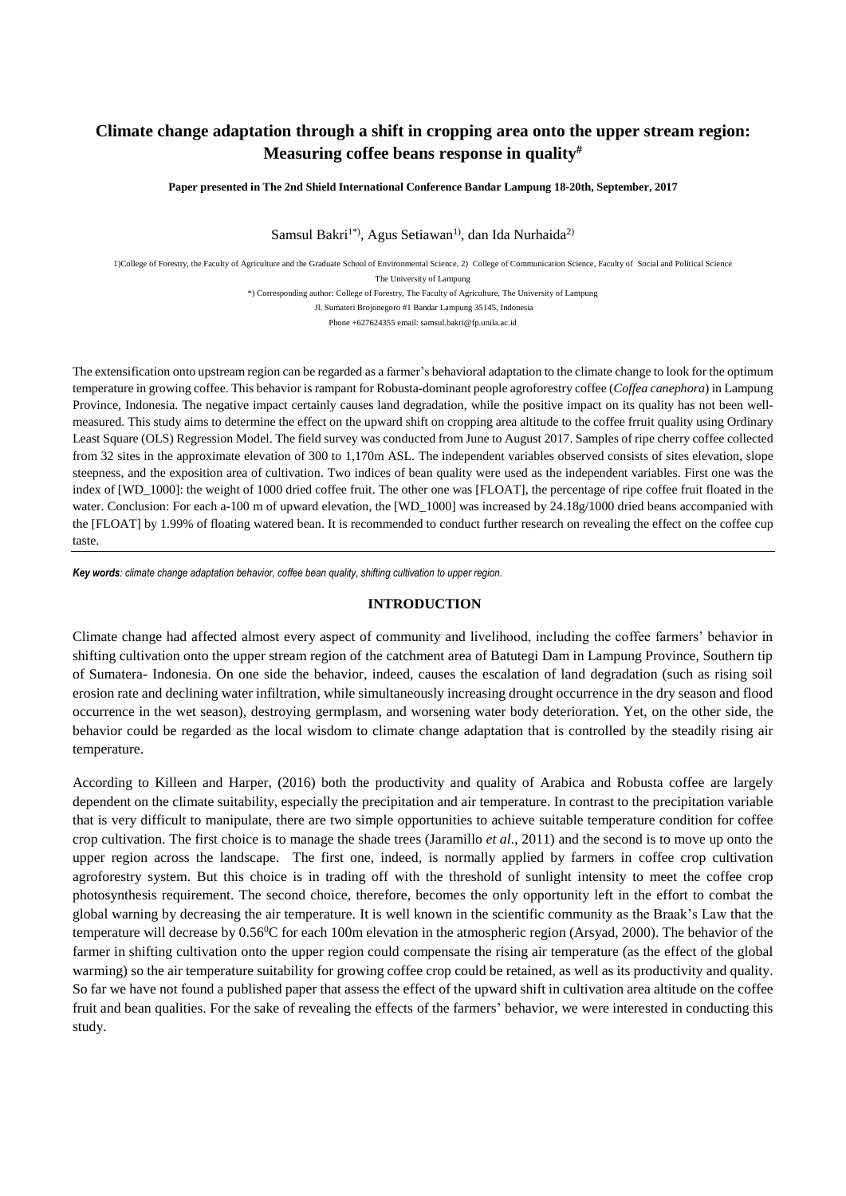# Climate change adaptation through a shift in cropping area onto the upper stream region: Measuring coffee beans response in quality[#]

**Paper presented in The 2nd Shield International Conference Bandar Lampung 18-20th, September, 2017**

Samsul Bakri[1*)], Agus Setiawan[1)], dan Ida Nurhaida[2)]

1)College of Forestry, the Faculty of Agriculture and the Graduate School of Environmental Science, 2) College of Communication Science, Faculty of Social and Political Science

The University of Lampung

*) Corresponding author: College of Forestry, The Faculty of Agriculture, The University of Lampung

Jl. Sumateri Brojonegoro #1 Bandar Lampung 35145, Indonesia

Phone +627624355 email: samsul.bakri@fp.unila.ac.id

The extensification onto upstream region can be regarded as a farmer's behavioral adaptation to the climate change to look for the optimum temperature in growing coffee. This behavior is rampant for Robusta-dominant people agroforestry coffee (*Coffea canephora*) in Lampung Province, Indonesia. The negative impact certainly causes land degradation, while the positive impact on its quality has not been well-measured. This study aims to determine the effect on the upward shift on cropping area altitude to the coffee frruit quality using Ordinary Least Square (OLS) Regression Model. The field survey was conducted from June to August 2017. Samples of ripe cherry coffee collected from 32 sites in the approximate elevation of 300 to 1,170m ASL. The independent variables observed consists of sites elevation, slope steepness, and the exposition area of cultivation. Two indices of bean quality were used as the independent variables. First one was the index of [WD_1000]: the weight of 1000 dried coffee fruit. The other one was [FLOAT], the percentage of ripe coffee fruit floated in the water. Conclusion: For each a-100 m of upward elevation, the [WD_1000] was increased by 24.18g/1000 dried beans accompanied with the [FLOAT] by 1.99% of floating watered bean. It is recommended to conduct further research on revealing the effect on the coffee cup taste.

***Key words**: climate change adaptation behavior, coffee bean quality, shifting cultivation to upper region.*

## INTRODUCTION

Climate change had affected almost every aspect of community and livelihood, including the coffee farmers' behavior in shifting cultivation onto the upper stream region of the catchment area of Batutegi Dam in Lampung Province, Southern tip of Sumatera- Indonesia. On one side the behavior, indeed, causes the escalation of land degradation (such as rising soil erosion rate and declining water infiltration, while simultaneously increasing drought occurrence in the dry season and flood occurrence in the wet season), destroying germplasm, and worsening water body deterioration. Yet, on the other side, the behavior could be regarded as the local wisdom to climate change adaptation that is controlled by the steadily rising air temperature.

According to Killeen and Harper, (2016) both the productivity and quality of Arabica and Robusta coffee are largely dependent on the climate suitability, especially the precipitation and air temperature. In contrast to the precipitation variable that is very difficult to manipulate, there are two simple opportunities to achieve suitable temperature condition for coffee crop cultivation. The first choice is to manage the shade trees (Jaramillo *et al*., 2011) and the second is to move up onto the upper region across the landscape. The first one, indeed, is normally applied by farmers in coffee crop cultivation agroforestry system. But this choice is in trading off with the threshold of sunlight intensity to meet the coffee crop photosynthesis requirement. The second choice, therefore, becomes the only opportunity left in the effort to combat the global warning by decreasing the air temperature. It is well known in the scientific community as the Braak's Law that the temperature will decrease by $0.56^0$C for each 100m elevation in the atmospheric region (Arsyad, 2000). The behavior of the farmer in shifting cultivation onto the upper region could compensate the rising air temperature (as the effect of the global warming) so the air temperature suitability for growing coffee crop could be retained, as well as its productivity and quality. So far we have not found a published paper that assess the effect of the upward shift in cultivation area altitude on the coffee fruit and bean qualities. For the sake of revealing the effects of the farmers' behavior, we were interested in conducting this study.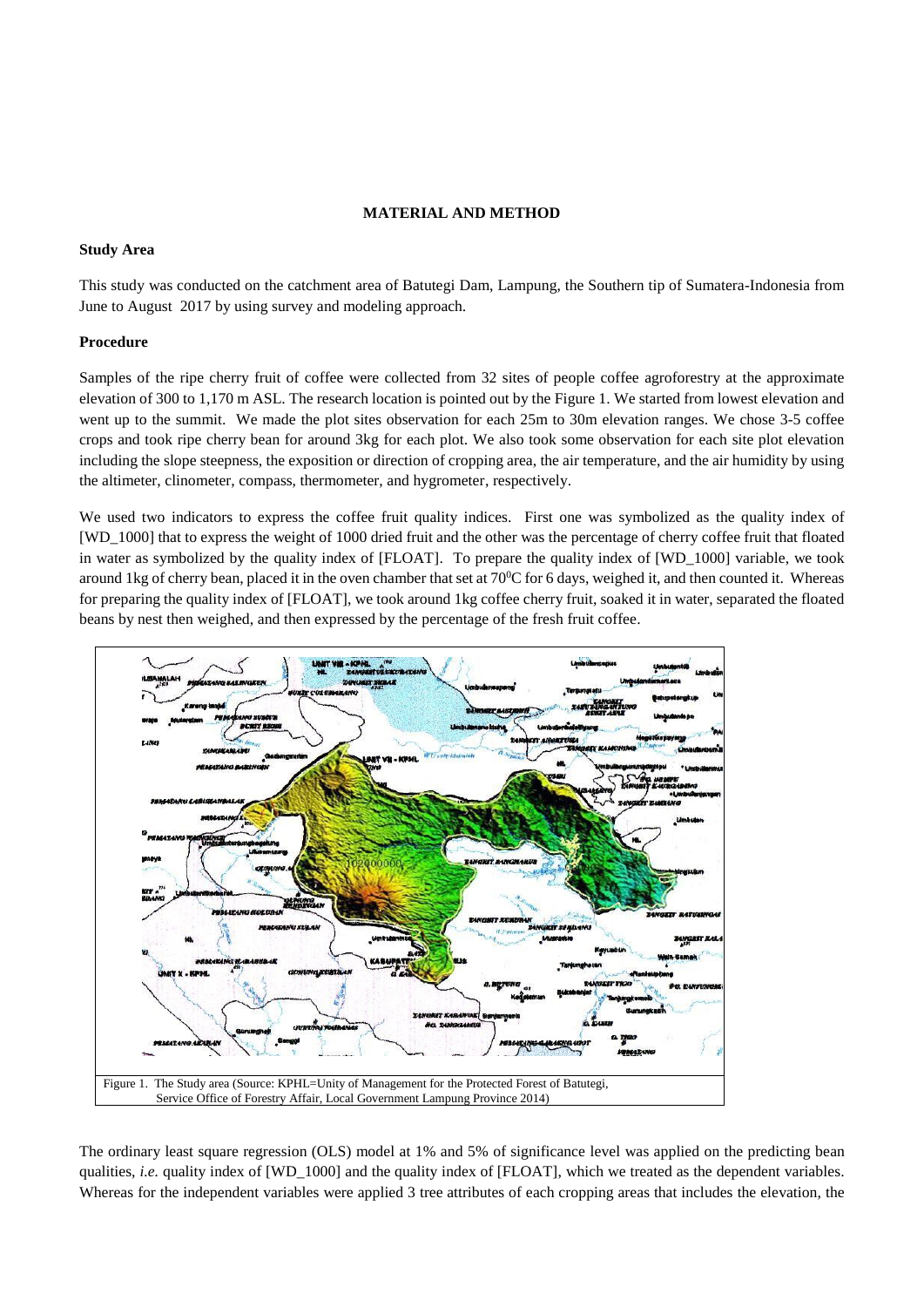## MATERIAL AND METHOD

### Study Area

This study was conducted on the catchment area of Batutegi Dam, Lampung, the Southern tip of Sumatera-Indonesia from June to August 2017 by using survey and modeling approach.

### Procedure

Samples of the ripe cherry fruit of coffee were collected from 32 sites of people coffee agroforestry at the approximate elevation of 300 to 1,170 m ASL. The research location is pointed out by the Figure 1. We started from lowest elevation and went up to the summit. We made the plot sites observation for each 25m to 30m elevation ranges. We chose 3-5 coffee crops and took ripe cherry bean for around 3kg for each plot. We also took some observation for each site plot elevation including the slope steepness, the exposition or direction of cropping area, the air temperature, and the air humidity by using the altimeter, clinometer, compass, thermometer, and hygrometer, respectively.

We used two indicators to express the coffee fruit quality indices. First one was symbolized as the quality index of [WD_1000] that to express the weight of 1000 dried fruit and the other was the percentage of cherry coffee fruit that floated in water as symbolized by the quality index of [FLOAT]. To prepare the quality index of [WD_1000] variable, we took around 1kg of cherry bean, placed it in the oven chamber that set at $70^0$C for 6 days, weighed it, and then counted it. Whereas for preparing the quality index of [FLOAT], we took around 1kg coffee cherry fruit, soaked it in water, separated the floated beans by nest then weighed, and then expressed by the percentage of the fresh fruit coffee.

Figure 1. The Study area (Source: KPHL=Unity of Management for the Protected Forest of Batutegi, Service Office of Forestry Affair, Local Government Lampung Province 2014)

The ordinary least square regression (OLS) model at 1% and 5% of significance level was applied on the predicting bean qualities, *i.e.* quality index of [WD_1000] and the quality index of [FLOAT], which we treated as the dependent variables. Whereas for the independent variables were applied 3 tree attributes of each cropping areas that includes the elevation, the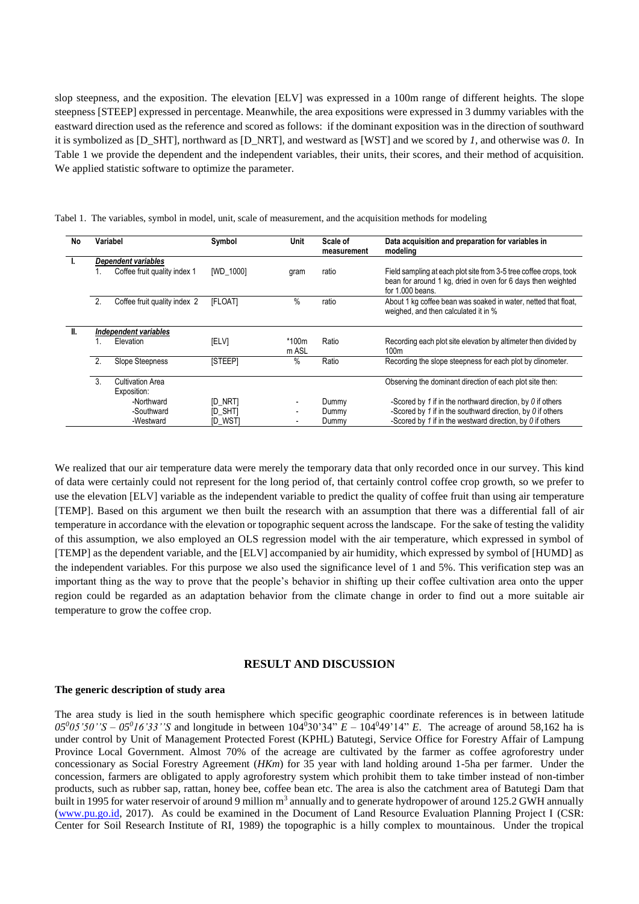slop steepness, and the exposition. The elevation [ELV] was expressed in a 100m range of different heights. The slope steepness [STEEP] expressed in percentage. Meanwhile, the area expositions were expressed in 3 dummy variables with the eastward direction used as the reference and scored as follows: if the dominant exposition was in the direction of southward it is symbolized as [D_SHT], northward as [D_NRT], and westward as [WST] and we scored by *1*, and otherwise was *0*. In Table 1 we provide the dependent and the independent variables, their units, their scores, and their method of acquisition. We applied statistic software to optimize the parameter.

Tabel 1. The variables, symbol in model, unit, scale of measurement, and the acquisition methods for modeling

| No | Variabel | Symbol | Unit | Scale of measurement | Data acquisition and preparation for variables in modeling |
|---|---|---|---|---|---|
| I. | *Dependent variables* | | | | |
| | 1. Coffee fruit quality index 1 | [WD_1000] | gram | ratio | Field sampling at each plot site from 3-5 tree coffee crops, took bean for around 1 kg, dried in oven for 6 days then weighted for 1.000 beans. |
| | 2. Coffee fruit quality index 2 | [FLOAT] | % | ratio | About 1 kg coffee bean was soaked in water, netted that float, weighed, and then calculated it in % |
| II. | *Independent variables* | | | | |
| | 1. Elevation | [ELV] | *100m m ASL | Ratio | Recording each plot site elevation by altimeter then divided by 100m |
| | 2. Slope Steepness | [STEEP] | % | Ratio | Recording the slope steepness for each plot by clinometer. |
| | 3. Cultivation Area Exposition: | | | | Observing the dominant direction of each plot site then: |
| | -Northward | [D_NRT] | - | Dummy | -Scored by *1* if in the northward direction, by *0* if others |
| | -Southward | [D_SHT] | - | Dummy | -Scored by *1* if in the southward direction, by *0* if others |
| | -Westward | [D_WST] | - | Dummy | -Scored by *1* if in the westward direction, by *0* if others |

We realized that our air temperature data were merely the temporary data that only recorded once in our survey. This kind of data were certainly could not represent for the long period of, that certainly control coffee crop growth, so we prefer to use the elevation [ELV] variable as the independent variable to predict the quality of coffee fruit than using air temperature [TEMP]. Based on this argument we then built the research with an assumption that there was a differential fall of air temperature in accordance with the elevation or topographic sequent across the landscape. For the sake of testing the validity of this assumption, we also employed an OLS regression model with the air temperature, which expressed in symbol of [TEMP] as the dependent variable, and the [ELV] accompanied by air humidity, which expressed by symbol of [HUMD] as the independent variables. For this purpose we also used the significance level of 1 and 5%. This verification step was an important thing as the way to prove that the people's behavior in shifting up their coffee cultivation area onto the upper region could be regarded as an adaptation behavior from the climate change in order to find out a more suitable air temperature to grow the coffee crop.

## RESULT AND DISCUSSION

### The generic description of study area

The area study is lied in the south hemisphere which specific geographic coordinate references is in between latitude $05^0 05'50''S$ – $05^0 16'33''S$ and longitude in between $104^0 30'34''$ *E* – $104^0 49'14''$ *E*. The acreage of around 58,162 ha is under control by Unit of Management Protected Forest (KPHL) Batutegi, Service Office for Forestry Affair of Lampung Province Local Government. Almost 70% of the acreage are cultivated by the farmer as coffee agroforestry under concessionary as Social Forestry Agreement (*HKm*) for 35 year with land holding around 1-5ha per farmer. Under the concession, farmers are obligated to apply agroforestry system which prohibit them to take timber instead of non-timber products, such as rubber sap, rattan, honey bee, coffee bean etc. The area is also the catchment area of Batutegi Dam that built in 1995 for water reservoir of around 9 million $m^3$ annually and to generate hydropower of around 125.2 GWH annually (www.pu.go.id, 2017). As could be examined in the Document of Land Resource Evaluation Planning Project I (CSR: Center for Soil Research Institute of RI, 1989) the topographic is a hilly complex to mountainous. Under the tropical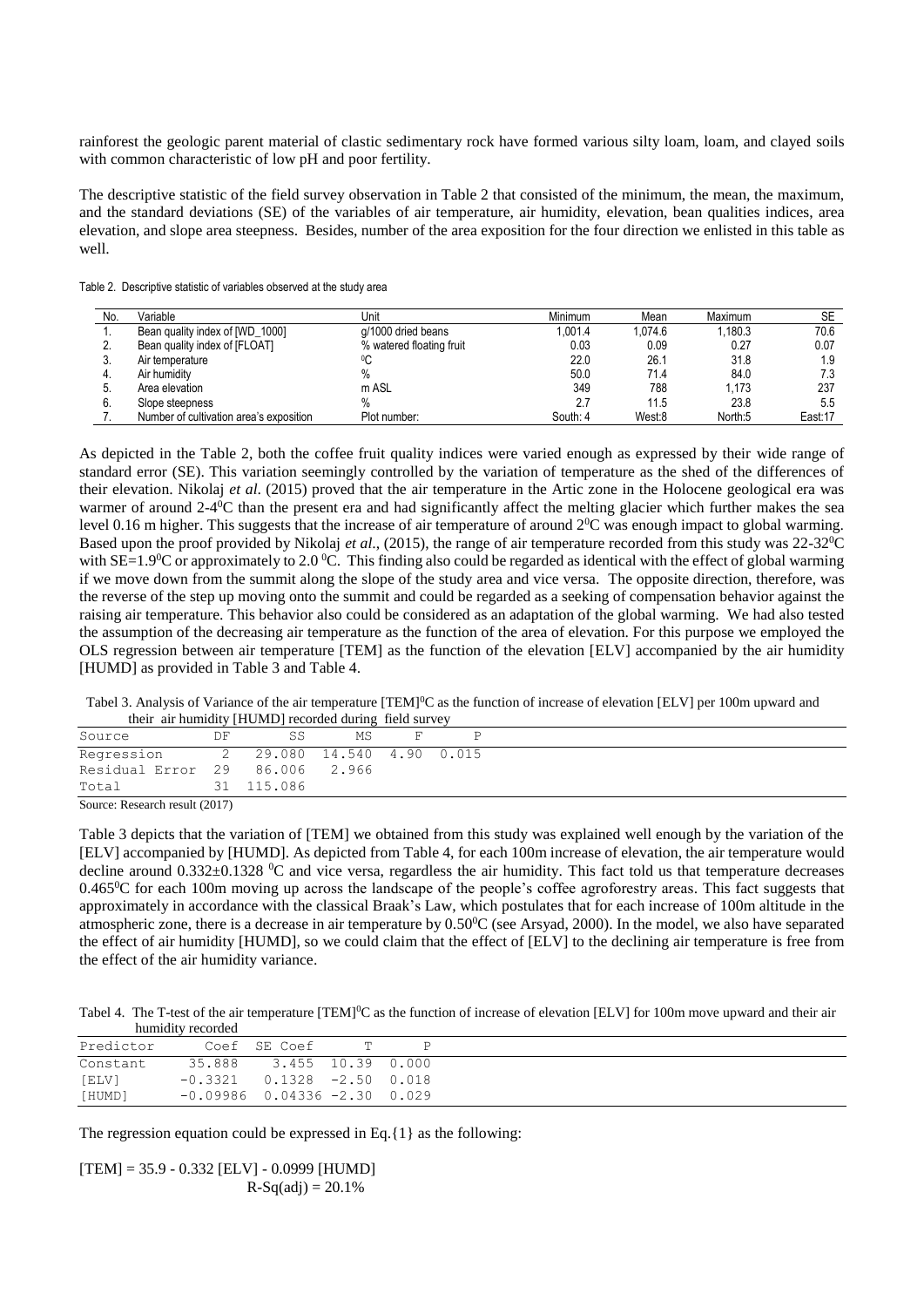rainforest the geologic parent material of clastic sedimentary rock have formed various silty loam, loam, and clayed soils with common characteristic of low pH and poor fertility.

The descriptive statistic of the field survey observation in Table 2 that consisted of the minimum, the mean, the maximum, and the standard deviations (SE) of the variables of air temperature, air humidity, elevation, bean qualities indices, area elevation, and slope area steepness. Besides, number of the area exposition for the four direction we enlisted in this table as well.

Table 2. Descriptive statistic of variables observed at the study area

| No. | Variable | Unit | Minimum | Mean | Maximum | SE |
|---|---|---|---|---|---|---|
| 1. | Bean quality index of [WD_1000] | g/1000 dried beans | 1,001.4 | 1,074.6 | 1,180.3 | 70.6 |
| 2. | Bean quality index of [FLOAT] | % watered floating fruit | 0.03 | 0.09 | 0.27 | 0.07 |
| 3. | Air temperature | $^0$C | 22.0 | 26.1 | 31.8 | 1.9 |
| 4. | Air humidity | % | 50.0 | 71.4 | 84.0 | 7.3 |
| 5. | Area elevation | m ASL | 349 | 788 | 1,173 | 237 |
| 6. | Slope steepness | % | 2.7 | 11.5 | 23.8 | 5.5 |
| 7. | Number of cultivation area's exposition | Plot number: | South: 4 | West:8 | North:5 | East:17 |

As depicted in the Table 2, both the coffee fruit quality indices were varied enough as expressed by their wide range of standard error (SE). This variation seemingly controlled by the variation of temperature as the shed of the differences of their elevation. Nikolaj *et al.* (2015) proved that the air temperature in the Artic zone in the Holocene geological era was warmer of around 2-4$^0$C than the present era and had significantly affect the melting glacier which further makes the sea level 0.16 m higher. This suggests that the increase of air temperature of around 2$^0$C was enough impact to global warming. Based upon the proof provided by Nikolaj *et al.*, (2015), the range of air temperature recorded from this study was 22-32$^0$C with SE=1.9$^0$C or approximately to 2.0 $^0$C. This finding also could be regarded as identical with the effect of global warming if we move down from the summit along the slope of the study area and vice versa. The opposite direction, therefore, was the reverse of the step up moving onto the summit and could be regarded as a seeking of compensation behavior against the raising air temperature. This behavior also could be considered as an adaptation of the global warming. We had also tested the assumption of the decreasing air temperature as the function of the area of elevation. For this purpose we employed the OLS regression between air temperature [TEM] as the function of the elevation [ELV] accompanied by the air humidity [HUMD] as provided in Table 3 and Table 4.

Tabel 3. Analysis of Variance of the air temperature [TEM]$^0$C as the function of increase of elevation [ELV] per 100m upward and their air humidity [HUMD] recorded during field survey

| Source | DF | SS | MS | F | P |
|---|---|---|---|---|---|
| Regression | 2 | 29.080 | 14.540 | 4.90 | 0.015 |
| Residual Error | 29 | 86.006 | 2.966 | | |
| Total | 31 | 115.086 | | | |

Source: Research result (2017)

Table 3 depicts that the variation of [TEM] we obtained from this study was explained well enough by the variation of the [ELV] accompanied by [HUMD]. As depicted from Table 4, for each 100m increase of elevation, the air temperature would decline around 0.332±0.1328 $^0$C and vice versa, regardless the air humidity. This fact told us that temperature decreases 0.465$^0$C for each 100m moving up across the landscape of the people's coffee agroforestry areas. This fact suggests that approximately in accordance with the classical Braak's Law, which postulates that for each increase of 100m altitude in the atmospheric zone, there is a decrease in air temperature by 0.50$^0$C (see Arsyad, 2000). In the model, we also have separated the effect of air humidity [HUMD], so we could claim that the effect of [ELV] to the declining air temperature is free from the effect of the air humidity variance.

Tabel 4. The T-test of the air temperature [TEM]$^0$C as the function of increase of elevation [ELV] for 100m move upward and their air humidity recorded

| Predictor | Coef | SE Coef | T | P |
|---|---|---|---|---|
| Constant | 35.888 | 3.455 | 10.39 | 0.000 |
| [ELV] | -0.3321 | 0.1328 | -2.50 | 0.018 |
| [HUMD] | -0.09986 | 0.04336 | -2.30 | 0.029 |

The regression equation could be expressed in Eq.{1} as the following:

$$[TEM] = 35.9 - 0.332\,[ELV] - 0.0999\,[HUMD]$$
$$R\text{-}Sq(adj) = 20.1\%$$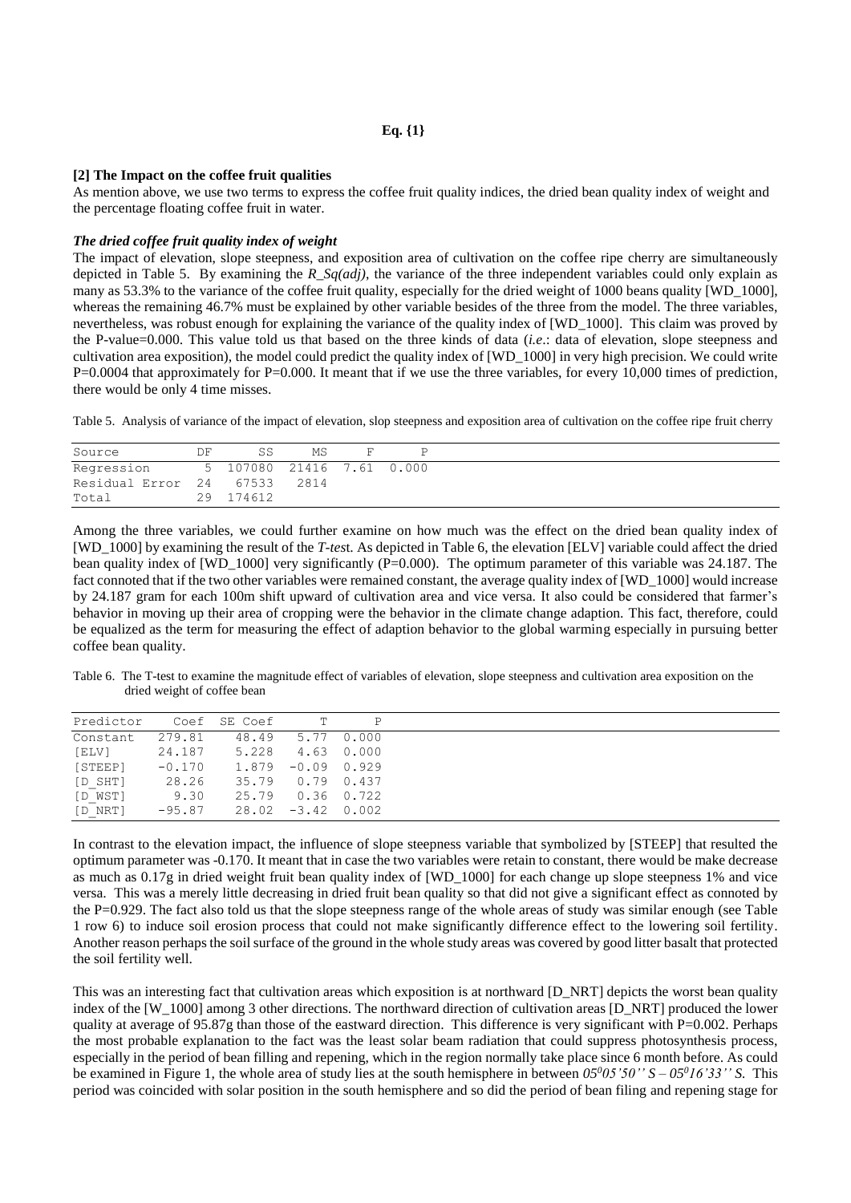**Eq. {1}**

**[2] The Impact on the coffee fruit qualities**

As mention above, we use two terms to express the coffee fruit quality indices, the dried bean quality index of weight and the percentage floating coffee fruit in water.

***The dried coffee fruit quality index of weight***

The impact of elevation, slope steepness, and exposition area of cultivation on the coffee ripe cherry are simultaneously depicted in Table 5. By examining the *R_Sq(adj)*, the variance of the three independent variables could only explain as many as 53.3% to the variance of the coffee fruit quality, especially for the dried weight of 1000 beans quality [WD_1000], whereas the remaining 46.7% must be explained by other variable besides of the three from the model. The three variables, nevertheless, was robust enough for explaining the variance of the quality index of [WD_1000]. This claim was proved by the P-value=0.000. This value told us that based on the three kinds of data (*i.e.*: data of elevation, slope steepness and cultivation area exposition), the model could predict the quality index of [WD_1000] in very high precision. We could write P=0.0004 that approximately for P=0.000. It meant that if we use the three variables, for every 10,000 times of prediction, there would be only 4 time misses.

Table 5. Analysis of variance of the impact of elevation, slop steepness and exposition area of cultivation on the coffee ripe fruit cherry

| Source | DF | SS | MS | F | P |
|---|---|---|---|---|---|
| Regression | 5 | 107080 | 21416 | 7.61 | 0.000 |
| Residual Error | 24 | 67533 | 2814 | | |
| Total | 29 | 174612 | | | |

Among the three variables, we could further examine on how much was the effect on the dried bean quality index of [WD_1000] by examining the result of the *T-test*. As depicted in Table 6, the elevation [ELV] variable could affect the dried bean quality index of [WD_1000] very significantly (P=0.000). The optimum parameter of this variable was 24.187. The fact connoted that if the two other variables were remained constant, the average quality index of [WD_1000] would increase by 24.187 gram for each 100m shift upward of cultivation area and vice versa. It also could be considered that farmer's behavior in moving up their area of cropping were the behavior in the climate change adaption. This fact, therefore, could be equalized as the term for measuring the effect of adaption behavior to the global warming especially in pursuing better coffee bean quality.

Table 6. The T-test to examine the magnitude effect of variables of elevation, slope steepness and cultivation area exposition on the dried weight of coffee bean

| Predictor | Coef | SE Coef | T | P |
|---|---|---|---|---|
| Constant | 279.81 | 48.49 | 5.77 | 0.000 |
| [ELV] | 24.187 | 5.228 | 4.63 | 0.000 |
| [STEEP] | -0.170 | 1.879 | -0.09 | 0.929 |
| [D_SHT] | 28.26 | 35.79 | 0.79 | 0.437 |
| [D_WST] | 9.30 | 25.79 | 0.36 | 0.722 |
| [D_NRT] | -95.87 | 28.02 | -3.42 | 0.002 |

In contrast to the elevation impact, the influence of slope steepness variable that symbolized by [STEEP] that resulted the optimum parameter was -0.170. It meant that in case the two variables were retain to constant, there would be make decrease as much as 0.17g in dried weight fruit bean quality index of [WD_1000] for each change up slope steepness 1% and vice versa. This was a merely little decreasing in dried fruit bean quality so that did not give a significant effect as connoted by the P=0.929. The fact also told us that the slope steepness range of the whole areas of study was similar enough (see Table 1 row 6) to induce soil erosion process that could not make significantly difference effect to the lowering soil fertility. Another reason perhaps the soil surface of the ground in the whole study areas was covered by good litter basalt that protected the soil fertility well.

This was an interesting fact that cultivation areas which exposition is at northward [D_NRT] depicts the worst bean quality index of the [W_1000] among 3 other directions. The northward direction of cultivation areas [D_NRT] produced the lower quality at average of 95.87g than those of the eastward direction. This difference is very significant with P=0.002. Perhaps the most probable explanation to the fact was the least solar beam radiation that could suppress photosynthesis process, especially in the period of bean filling and repening, which in the region normally take place since 6 month before. As could be examined in Figure 1, the whole area of study lies at the south hemisphere in between *05°05'50'' S – 05°16'33'' S*. This period was coincided with solar position in the south hemisphere and so did the period of bean filing and repening stage for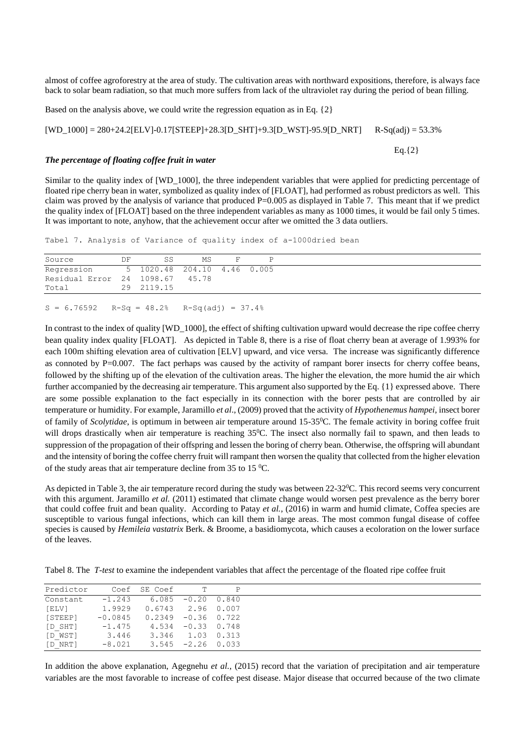almost of coffee agroforestry at the area of study. The cultivation areas with northward expositions, therefore, is always face back to solar beam radiation, so that much more suffers from lack of the ultraviolet ray during the period of bean filling.

Based on the analysis above, we could write the regression equation as in Eq. {2}

[WD_1000] = 280+24.2[ELV]-0.17[STEEP]+28.3[D_SHT]+9.3[D_WST]-95.9[D_NRT]     R-Sq(adj) = 53.3%

Eq.{2}

### *The percentage of floating coffee fruit in water*

Similar to the quality index of [WD_1000], the three independent variables that were applied for predicting percentage of floated ripe cherry bean in water, symbolized as quality index of [FLOAT], had performed as robust predictors as well. This claim was proved by the analysis of variance that produced P=0.005 as displayed in Table 7. This meant that if we predict the quality index of [FLOAT] based on the three independent variables as many as 1000 times, it would be fail only 5 times. It was important to note, anyhow, that the achievement occur after we omitted the 3 data outliers.

Tabel 7. Analysis of Variance of quality index of a-1000dried bean

| Source | DF | SS | MS | F | P |
|---|---|---|---|---|---|
| Regression | 5 | 1020.48 | 204.10 | 4.46 | 0.005 |
| Residual Error | 24 | 1098.67 | 45.78 | | |
| Total | 29 | 2119.15 | | | |

S = 6.76592    R-Sq = 48.2%    R-Sq(adj) = 37.4%

In contrast to the index of quality [WD_1000], the effect of shifting cultivation upward would decrease the ripe coffee cherry bean quality index quality [FLOAT]. As depicted in Table 8, there is a rise of float cherry bean at average of 1.993% for each 100m shifting elevation area of cultivation [ELV] upward, and vice versa. The increase was significantly difference as connoted by P=0.007. The fact perhaps was caused by the activity of rampant borer insects for cherry coffee beans, followed by the shifting up of the elevation of the cultivation areas. The higher the elevation, the more humid the air which further accompanied by the decreasing air temperature. This argument also supported by the Eq. {1} expressed above. There are some possible explanation to the fact especially in its connection with the borer pests that are controlled by air temperature or humidity. For example, Jaramillo *et al*., (2009) proved that the activity of *Hypothenemus hampei*, insect borer of family of *Scolytidae*, is optimum in between air temperature around 15-35$^0$C. The female activity in boring coffee fruit will drops drastically when air temperature is reaching 35$^0$C. The insect also normally fail to spawn, and then leads to suppression of the propagation of their offspring and lessen the boring of cherry bean. Otherwise, the offspring will abundant and the intensity of boring the coffee cherry fruit will rampant then worsen the quality that collected from the higher elevation of the study areas that air temperature decline from 35 to 15 $^0$C.

As depicted in Table 3, the air temperature record during the study was between 22-32$^0$C. This record seems very concurrent with this argument. Jaramillo *et al.* (2011) estimated that climate change would worsen pest prevalence as the berry borer that could coffee fruit and bean quality. According to Patay *et al.*, (2016) in warm and humid climate, Coffea species are susceptible to various fungal infections, which can kill them in large areas. The most common fungal disease of coffee species is caused by *Hemileia vastatrix* Berk. & Broome, a basidiomycota, which causes a ecoloration on the lower surface of the leaves.

Tabel 8. The *T-test* to examine the independent variables that affect the percentage of the floated ripe coffee fruit

| Predictor | Coef | SE Coef | T | P |
|---|---|---|---|---|
| Constant | -1.243 | 6.085 | -0.20 | 0.840 |
| [ELV] | 1.9929 | 0.6743 | 2.96 | 0.007 |
| [STEEP] | -0.0845 | 0.2349 | -0.36 | 0.722 |
| [D_SHT] | -1.475 | 4.534 | -0.33 | 0.748 |
| [D_WST] | 3.446 | 3.346 | 1.03 | 0.313 |
| [D_NRT] | -8.021 | 3.545 | -2.26 | 0.033 |

In addition the above explanation, Agegnehu *et al.*, (2015) record that the variation of precipitation and air temperature variables are the most favorable to increase of coffee pest disease. Major disease that occurred because of the two climate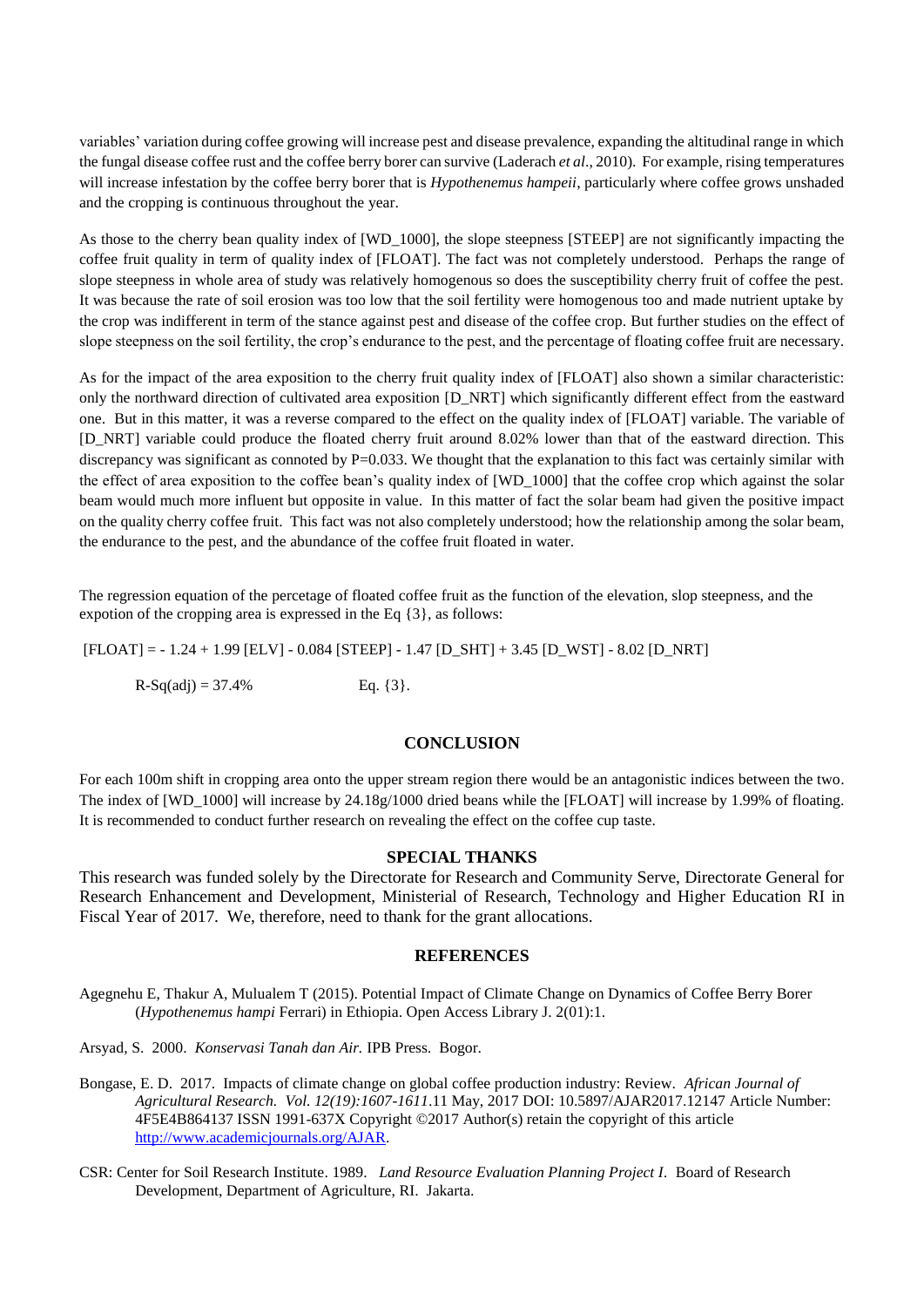variables' variation during coffee growing will increase pest and disease prevalence, expanding the altitudinal range in which the fungal disease coffee rust and the coffee berry borer can survive (Laderach *et al*., 2010). For example, rising temperatures will increase infestation by the coffee berry borer that is *Hypothenemus hampeii*, particularly where coffee grows unshaded and the cropping is continuous throughout the year.

As those to the cherry bean quality index of [WD_1000], the slope steepness [STEEP] are not significantly impacting the coffee fruit quality in term of quality index of [FLOAT]. The fact was not completely understood. Perhaps the range of slope steepness in whole area of study was relatively homogenous so does the susceptibility cherry fruit of coffee the pest. It was because the rate of soil erosion was too low that the soil fertility were homogenous too and made nutrient uptake by the crop was indifferent in term of the stance against pest and disease of the coffee crop. But further studies on the effect of slope steepness on the soil fertility, the crop's endurance to the pest, and the percentage of floating coffee fruit are necessary.

As for the impact of the area exposition to the cherry fruit quality index of [FLOAT] also shown a similar characteristic: only the northward direction of cultivated area exposition [D_NRT] which significantly different effect from the eastward one. But in this matter, it was a reverse compared to the effect on the quality index of [FLOAT] variable. The variable of [D_NRT] variable could produce the floated cherry fruit around 8.02% lower than that of the eastward direction. This discrepancy was significant as connoted by P=0.033. We thought that the explanation to this fact was certainly similar with the effect of area exposition to the coffee bean's quality index of [WD_1000] that the coffee crop which against the solar beam would much more influent but opposite in value. In this matter of fact the solar beam had given the positive impact on the quality cherry coffee fruit. This fact was not also completely understood; how the relationship among the solar beam, the endurance to the pest, and the abundance of the coffee fruit floated in water.

The regression equation of the percetage of floated coffee fruit as the function of the elevation, slop steepness, and the expotion of the cropping area is expressed in the Eq {3}, as follows:

$$[FLOAT] = - 1.24 + 1.99\,[ELV] - 0.084\,[STEEP] - 1.47\,[D\_SHT] + 3.45\,[D\_WST] - 8.02\,[D\_NRT]$$

$$R\text{-}Sq(adj) = 37.4\% \qquad \text{Eq. } \{3\}.$$

## CONCLUSION

For each 100m shift in cropping area onto the upper stream region there would be an antagonistic indices between the two. The index of [WD_1000] will increase by 24.18g/1000 dried beans while the [FLOAT] will increase by 1.99% of floating. It is recommended to conduct further research on revealing the effect on the coffee cup taste.

## SPECIAL THANKS

This research was funded solely by the Directorate for Research and Community Serve, Directorate General for Research Enhancement and Development, Ministerial of Research, Technology and Higher Education RI in Fiscal Year of 2017. We, therefore, need to thank for the grant allocations.

## REFERENCES

Agegnehu E, Thakur A, Mulualem T (2015). Potential Impact of Climate Change on Dynamics of Coffee Berry Borer (*Hypothenemus hampi* Ferrari) in Ethiopia. Open Access Library J. 2(01):1.

Arsyad, S. 2000. *Konservasi Tanah dan Air.* IPB Press. Bogor.

Bongase, E. D. 2017. Impacts of climate change on global coffee production industry: Review. *African Journal of Agricultural Research. Vol. 12(19):1607-1611.*11 May, 2017 DOI: 10.5897/AJAR2017.12147 Article Number: 4F5E4B864137 ISSN 1991-637X Copyright ©2017 Author(s) retain the copyright of this article http://www.academicjournals.org/AJAR.

CSR: Center for Soil Research Institute. 1989. *Land Resource Evaluation Planning Project I.* Board of Research Development, Department of Agriculture, RI. Jakarta.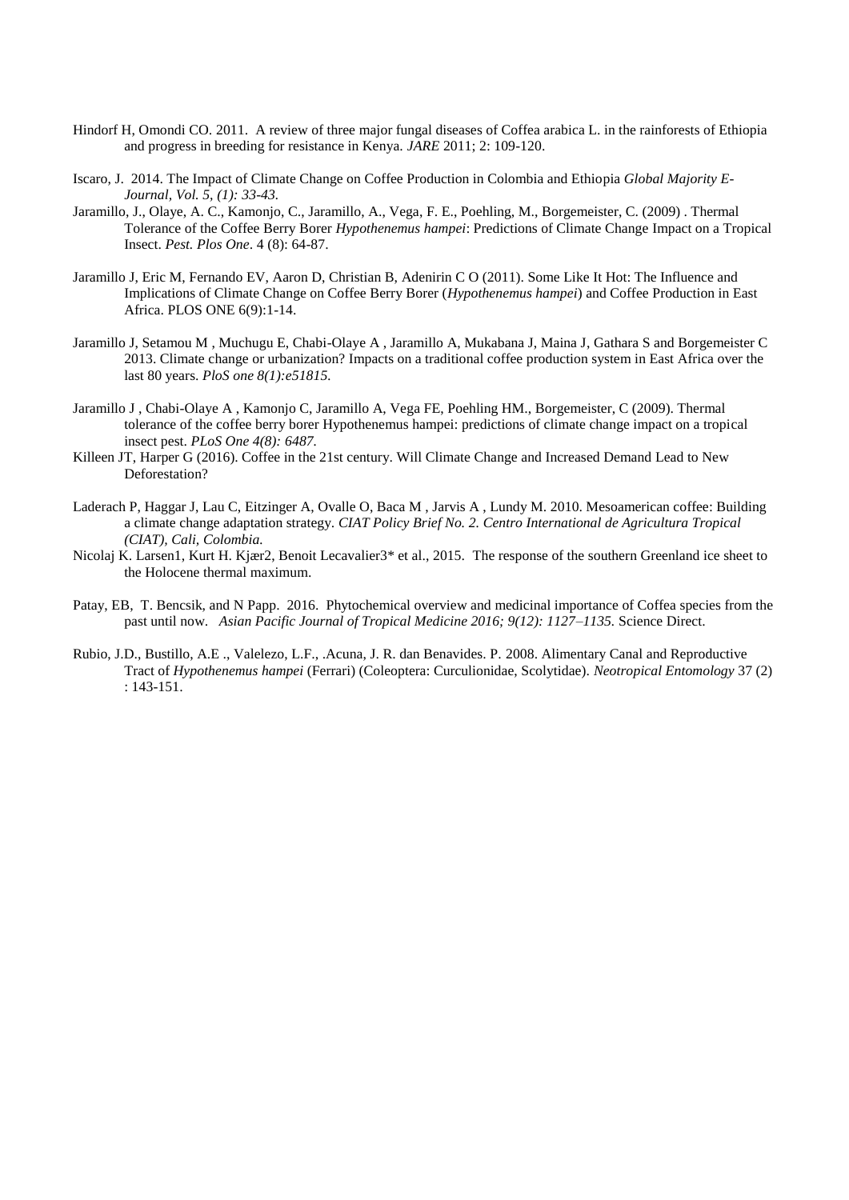Hindorf H, Omondi CO. 2011. A review of three major fungal diseases of Coffea arabica L. in the rainforests of Ethiopia and progress in breeding for resistance in Kenya. *JARE* 2011; 2: 109-120.

Iscaro, J. 2014. The Impact of Climate Change on Coffee Production in Colombia and Ethiopia *Global Majority E-Journal, Vol. 5, (1): 33-43.*

Jaramillo, J., Olaye, A. C., Kamonjo, C., Jaramillo, A., Vega, F. E., Poehling, M., Borgemeister, C. (2009) . Thermal Tolerance of the Coffee Berry Borer *Hypothenemus hampei*: Predictions of Climate Change Impact on a Tropical Insect. *Pest. Plos One*. 4 (8): 64-87.

Jaramillo J, Eric M, Fernando EV, Aaron D, Christian B, Adenirin C O (2011). Some Like It Hot: The Influence and Implications of Climate Change on Coffee Berry Borer (*Hypothenemus hampei*) and Coffee Production in East Africa. PLOS ONE 6(9):1-14.

Jaramillo J, Setamou M , Muchugu E, Chabi-Olaye A , Jaramillo A, Mukabana J, Maina J, Gathara S and Borgemeister C 2013. Climate change or urbanization? Impacts on a traditional coffee production system in East Africa over the last 80 years. *PloS one 8(1):e51815.*

Jaramillo J , Chabi-Olaye A , Kamonjo C, Jaramillo A, Vega FE, Poehling HM., Borgemeister, C (2009). Thermal tolerance of the coffee berry borer Hypothenemus hampei: predictions of climate change impact on a tropical insect pest. *PLoS One 4(8): 6487.*

Killeen JT, Harper G (2016). Coffee in the 21st century. Will Climate Change and Increased Demand Lead to New Deforestation?

Laderach P, Haggar J, Lau C, Eitzinger A, Ovalle O, Baca M , Jarvis A , Lundy M. 2010. Mesoamerican coffee: Building a climate change adaptation strategy. *CIAT Policy Brief No. 2. Centro International de Agricultura Tropical (CIAT), Cali, Colombia.*

Nicolaj K. Larsen1, Kurt H. Kjær2, Benoit Lecavalier3* et al., 2015. The response of the southern Greenland ice sheet to the Holocene thermal maximum.

Patay, EB, T. Bencsik, and N Papp. 2016. Phytochemical overview and medicinal importance of Coffea species from the past until now. *Asian Pacific Journal of Tropical Medicine 2016; 9(12): 1127–1135.* Science Direct.

Rubio, J.D., Bustillo, A.E ., Valelezo, L.F., .Acuna, J. R. dan Benavides. P. 2008. Alimentary Canal and Reproductive Tract of *Hypothenemus hampei* (Ferrari) (Coleoptera: Curculionidae, Scolytidae). *Neotropical Entomology* 37 (2) : 143-151.